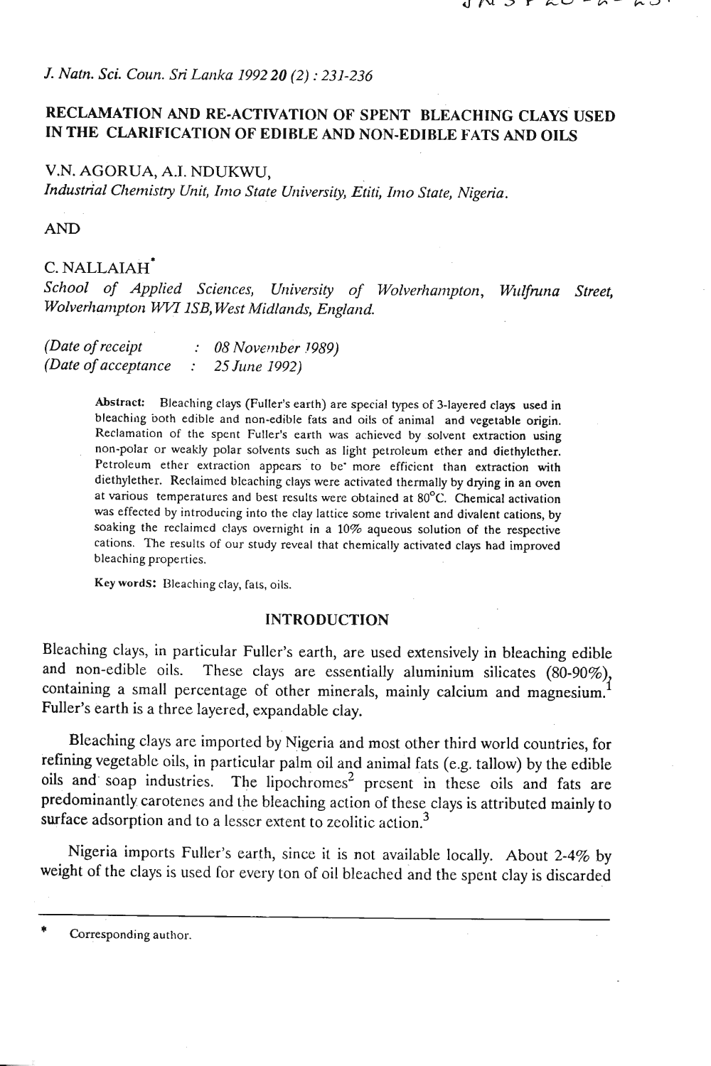*J. Natn. Sci. Coun. Sri Lanka 1992 20 (2) : 231-236*

# RECLAMATION AND RE-ACTIVATION OF SPENT BLEACHING CLAYS USED IN THE CLARIFICATION OF EDIBLE AND NON-EDIBLE FATS AND OILS

V.N. AGORUA, A.I. NDUKWU,

*Industrial Chemistry Unit, Imo State University, Etiti, Imo State, Nigeria.*

AND

C. NALLAIAH*

*School of Applied Sciences, University of Wolverhampton, Wulfruna Street, Wolverhampton WV1 1SB, West Midlands, England.*

*(Date of receipt : 08 November 1989)*
*(Date of acceptance : 25 June 1992)*

**Abstract:** Bleaching clays (Fuller's earth) are special types of 3-layered clays used in bleaching both edible and non-edible fats and oils of animal and vegetable origin. Reclamation of the spent Fuller's earth was achieved by solvent extraction using non-polar or weakly polar solvents such as light petroleum ether and diethylether. Petroleum ether extraction appears to be more efficient than extraction with diethylether. Reclaimed bleaching clays were activated thermally by drying in an oven at various temperatures and best results were obtained at 80°C. Chemical activation was effected by introducing into the clay lattice some trivalent and divalent cations, by soaking the reclaimed clays overnight in a 10% aqueous solution of the respective cations. The results of our study reveal that chemically activated clays had improved bleaching properties.

**Key words:** Bleaching clay, fats, oils.

## INTRODUCTION

Bleaching clays, in particular Fuller's earth, are used extensively in bleaching edible and non-edible oils. These clays are essentially aluminium silicates (80-90%), containing a small percentage of other minerals, mainly calcium and magnesium.[1] Fuller's earth is a three layered, expandable clay.

Bleaching clays are imported by Nigeria and most other third world countries, for refining vegetable oils, in particular palm oil and animal fats (e.g. tallow) by the edible oils and soap industries. The lipochromes[2] present in these oils and fats are predominantly carotenes and the bleaching action of these clays is attributed mainly to surface adsorption and to a lesser extent to zeolitic action.[3]

Nigeria imports Fuller's earth, since it is not available locally. About 2-4% by weight of the clays is used for every ton of oil bleached and the spent clay is discarded

* Corresponding author.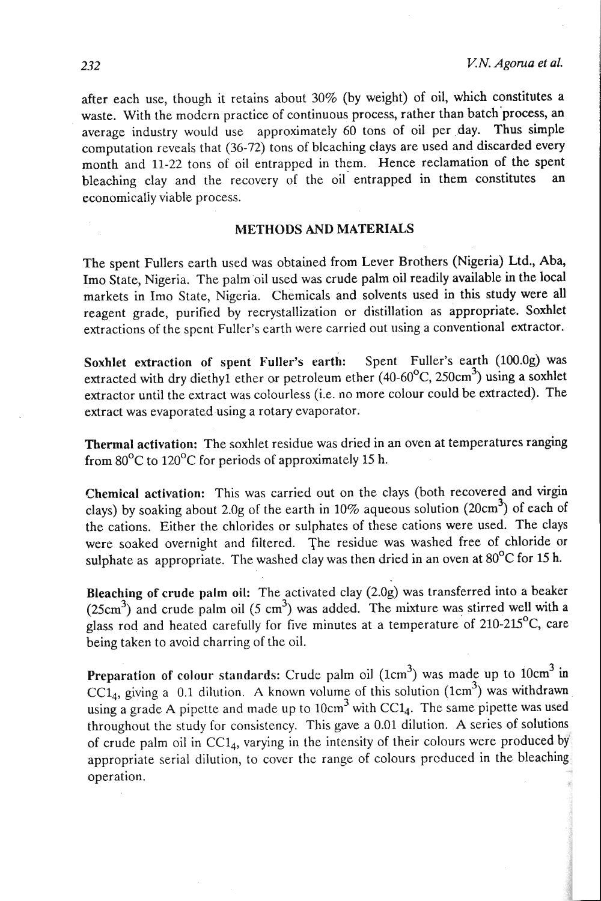after each use, though it retains about 30% (by weight) of oil, which constitutes a waste. With the modern practice of continuous process, rather than batch process, an average industry would use approximately 60 tons of oil per day. Thus simple computation reveals that (36-72) tons of bleaching clays are used and discarded every month and 11-22 tons of oil entrapped in them. Hence reclamation of the spent bleaching clay and the recovery of the oil entrapped in them constitutes an economically viable process.

## METHODS AND MATERIALS

The spent Fullers earth used was obtained from Lever Brothers (Nigeria) Ltd., Aba, Imo State, Nigeria. The palm oil used was crude palm oil readily available in the local markets in Imo State, Nigeria. Chemicals and solvents used in this study were all reagent grade, purified by recrystallization or distillation as appropriate. Soxhlet extractions of the spent Fuller's earth were carried out using a conventional extractor.

**Soxhlet extraction of spent Fuller's earth:** Spent Fuller's earth (100.0g) was extracted with dry diethyl ether or petroleum ether (40-60°C, 250cm$^3$) using a soxhlet extractor until the extract was colourless (i.e. no more colour could be extracted). The extract was evaporated using a rotary evaporator.

**Thermal activation:** The soxhlet residue was dried in an oven at temperatures ranging from 80°C to 120°C for periods of approximately 15 h.

**Chemical activation:** This was carried out on the clays (both recovered and virgin clays) by soaking about 2.0g of the earth in 10% aqueous solution (20cm$^3$) of each of the cations. Either the chlorides or sulphates of these cations were used. The clays were soaked overnight and filtered. The residue was washed free of chloride or sulphate as appropriate. The washed clay was then dried in an oven at 80°C for 15 h.

**Bleaching of crude palm oil:** The activated clay (2.0g) was transferred into a beaker (25cm$^3$) and crude palm oil (5 cm$^3$) was added. The mixture was stirred well with a glass rod and heated carefully for five minutes at a temperature of 210-215°C, care being taken to avoid charring of the oil.

**Preparation of colour standards:** Crude palm oil (1cm$^3$) was made up to 10cm$^3$ in $CCl_4$, giving a 0.1 dilution. A known volume of this solution (1cm$^3$) was withdrawn using a grade A pipette and made up to 10cm$^3$ with $CCl_4$. The same pipette was used throughout the study for consistency. This gave a 0.01 dilution. A series of solutions of crude palm oil in $CCl_4$, varying in the intensity of their colours were produced by appropriate serial dilution, to cover the range of colours produced in the bleaching operation.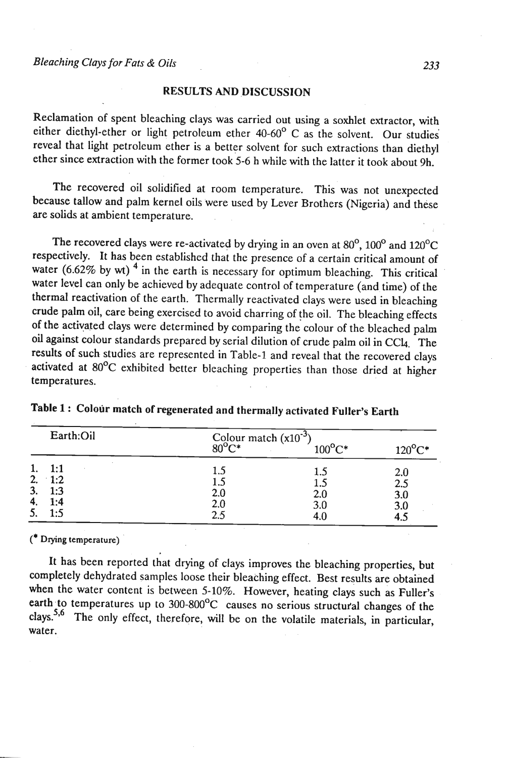## RESULTS AND DISCUSSION

Reclamation of spent bleaching clays was carried out using a soxhlet extractor, with either diethyl-ether or light petroleum ether 40-60° C as the solvent. Our studies reveal that light petroleum ether is a better solvent for such extractions than diethyl ether since extraction with the former took 5-6 h while with the latter it took about 9h.

The recovered oil solidified at room temperature. This was not unexpected because tallow and palm kernel oils were used by Lever Brothers (Nigeria) and these are solids at ambient temperature.

The recovered clays were re-activated by drying in an oven at 80°, 100° and 120°C respectively. It has been established that the presence of a certain critical amount of water (6.62% by wt) [4] in the earth is necessary for optimum bleaching. This critical water level can only be achieved by adequate control of temperature (and time) of the thermal reactivation of the earth. Thermally reactivated clays were used in bleaching crude palm oil, care being exercised to avoid charring of the oil. The bleaching effects of the activated clays were determined by comparing the colour of the bleached palm oil against colour standards prepared by serial dilution of crude palm oil in $CCl_4$. The results of such studies are represented in Table-1 and reveal that the recovered clays activated at 80°C exhibited better bleaching properties than those dried at higher temperatures.

**Table 1 : Colour match of regenerated and thermally activated Fuller's Earth**

| Earth:Oil | Colour match ($\times 10^{-3}$) 80°C* | 100°C* | 120°C* |
|---|---|---|---|
| 1. 1:1 | 1.5 | 1.5 | 2.0 |
| 2. 1:2 | 1.5 | 1.5 | 2.5 |
| 3. 1:3 | 2.0 | 2.0 | 3.0 |
| 4. 1:4 | 2.0 | 3.0 | 3.0 |
| 5. 1:5 | 2.5 | 4.0 | 4.5 |

(* Drying temperature)

It has been reported that drying of clays improves the bleaching properties, but completely dehydrated samples loose their bleaching effect. Best results are obtained when the water content is between 5-10%. However, heating clays such as Fuller's earth to temperatures up to 300-800°C causes no serious structural changes of the clays.[5,6] The only effect, therefore, will be on the volatile materials, in particular, water.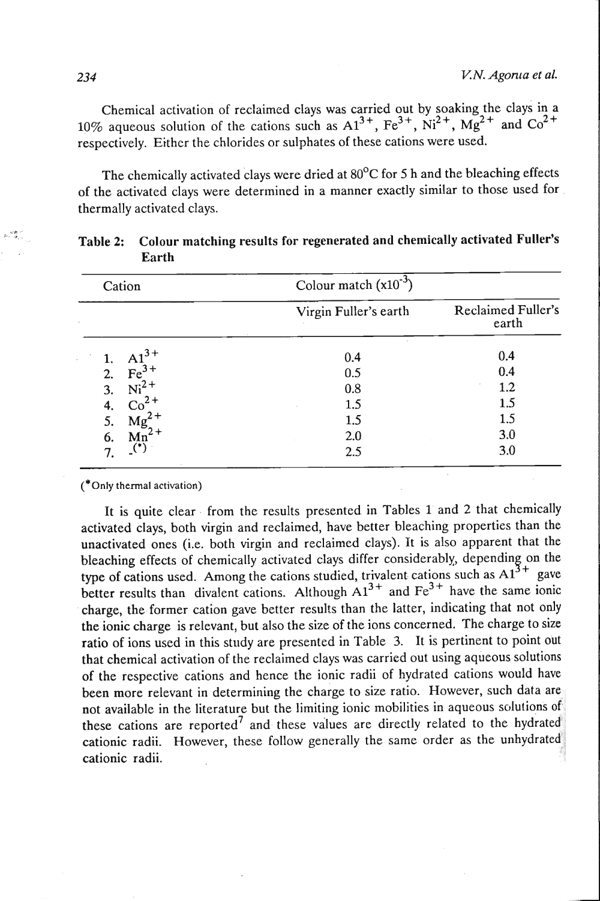Chemical activation of reclaimed clays was carried out by soaking the clays in a 10% aqueous solution of the cations such as $Al^{3+}$, $Fe^{3+}$, $Ni^{2+}$, $Mg^{2+}$ and $Co^{2+}$ respectively. Either the chlorides or sulphates of these cations were used.

The chemically activated clays were dried at 80°C for 5 h and the bleaching effects of the activated clays were determined in a manner exactly similar to those used for thermally activated clays.

**Table 2: Colour matching results for regenerated and chemically activated Fuller's Earth**

| Cation | Colour match ($\times 10^{-3}$) | |
|---|---|---|
| | Virgin Fuller's earth | Reclaimed Fuller's earth |
| 1. $Al^{3+}$ | 0.4 | 0.4 |
| 2. $Fe^{3+}$ | 0.5 | 0.4 |
| 3. $Ni^{2+}$ | 0.8 | 1.2 |
| 4. $Co^{2+}$ | 1.5 | 1.5 |
| 5. $Mg^{2+}$ | 1.5 | 1.5 |
| 6. $Mn^{2+}$ | 2.0 | 3.0 |
| 7. -(*) | 2.5 | 3.0 |

(*Only thermal activation)

It is quite clear from the results presented in Tables 1 and 2 that chemically activated clays, both virgin and reclaimed, have better bleaching properties than the unactivated ones (i.e. both virgin and reclaimed clays). It is also apparent that the bleaching effects of chemically activated clays differ considerably, depending on the type of cations used. Among the cations studied, trivalent cations such as $Al^{3+}$ gave better results than divalent cations. Although $Al^{3+}$ and $Fe^{3+}$ have the same ionic charge, the former cation gave better results than the latter, indicating that not only the ionic charge is relevant, but also the size of the ions concerned. The charge to size ratio of ions used in this study are presented in Table 3. It is pertinent to point out that chemical activation of the reclaimed clays was carried out using aqueous solutions of the respective cations and hence the ionic radii of hydrated cations would have been more relevant in determining the charge to size ratio. However, such data are not available in the literature but the limiting ionic mobilities in aqueous solutions of these cations are reported[7] and these values are directly related to the hydrated cationic radii. However, these follow generally the same order as the unhydrated cationic radii.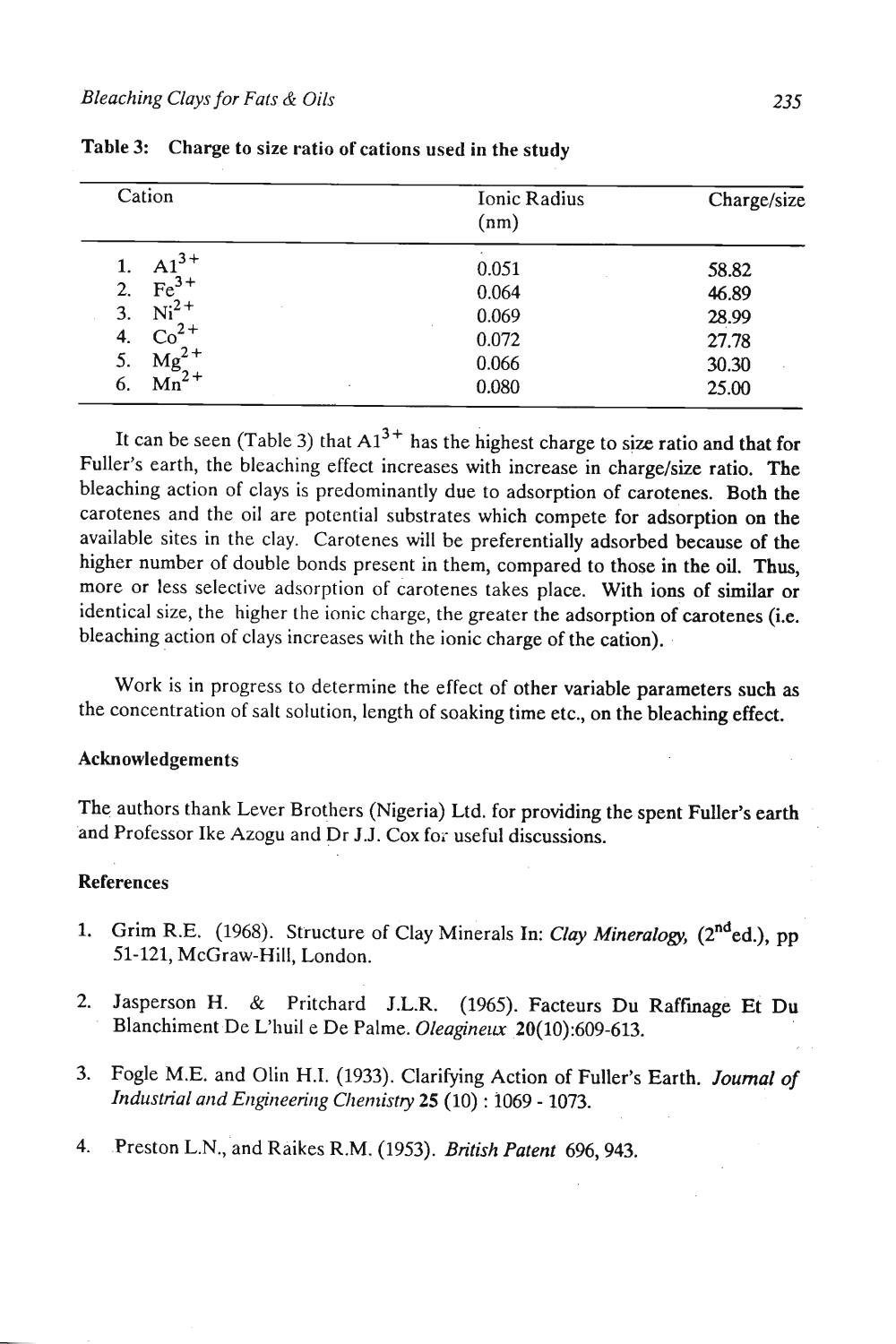**Table 3: Charge to size ratio of cations used in the study**

| Cation | Ionic Radius (nm) | Charge/size |
|---|---|---|
| 1. $Al^{3+}$ | 0.051 | 58.82 |
| 2. $Fe^{3+}$ | 0.064 | 46.89 |
| 3. $Ni^{2+}$ | 0.069 | 28.99 |
| 4. $Co^{2+}$ | 0.072 | 27.78 |
| 5. $Mg^{2+}$ | 0.066 | 30.30 |
| 6. $Mn^{2+}$ | 0.080 | 25.00 |

It can be seen (Table 3) that $Al^{3+}$ has the highest charge to size ratio and that for Fuller's earth, the bleaching effect increases with increase in charge/size ratio. The bleaching action of clays is predominantly due to adsorption of carotenes. Both the carotenes and the oil are potential substrates which compete for adsorption on the available sites in the clay. Carotenes will be preferentially adsorbed because of the higher number of double bonds present in them, compared to those in the oil. Thus, more or less selective adsorption of carotenes takes place. With ions of similar or identical size, the higher the ionic charge, the greater the adsorption of carotenes (i.e. bleaching action of clays increases with the ionic charge of the cation).

Work is in progress to determine the effect of other variable parameters such as the concentration of salt solution, length of soaking time etc., on the bleaching effect.

## Acknowledgements

The authors thank Lever Brothers (Nigeria) Ltd. for providing the spent Fuller's earth and Professor Ike Azogu and Dr J.J. Cox for useful discussions.

## References

1. Grim R.E. (1968). Structure of Clay Minerals In: *Clay Mineralogy*, (2nd ed.), pp 51-121, McGraw-Hill, London.

2. Jasperson H. & Pritchard J.L.R. (1965). Facteurs Du Raffinage Et Du Blanchiment De L'huil e De Palme. *Oleagineux* **20**(10):609-613.

3. Fogle M.E. and Olin H.I. (1933). Clarifying Action of Fuller's Earth. *Journal of Industrial and Engineering Chemistry* **25** (10) : 1069 - 1073.

4. Preston L.N., and Raikes R.M. (1953). *British Patent* 696, 943.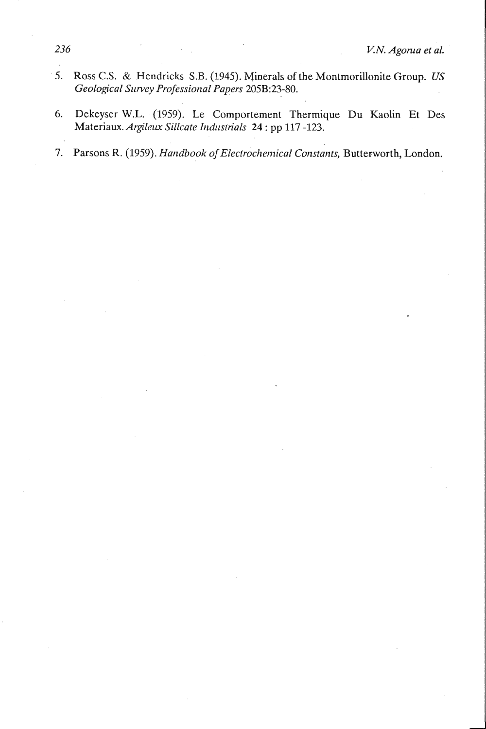5. Ross C.S. & Hendricks S.B. (1945). Minerals of the Montmorillonite Group. *US Geological Survey Professional Papers* 205B:23-80.

6. Dekeyser W.L. (1959). Le Comportement Thermique Du Kaolin Et Des Materiaux. *Argileux Sillcate Industrials* **24** : pp 117 -123.

7. Parsons R. (1959). *Handbook of Electrochemical Constants,* Butterworth, London.